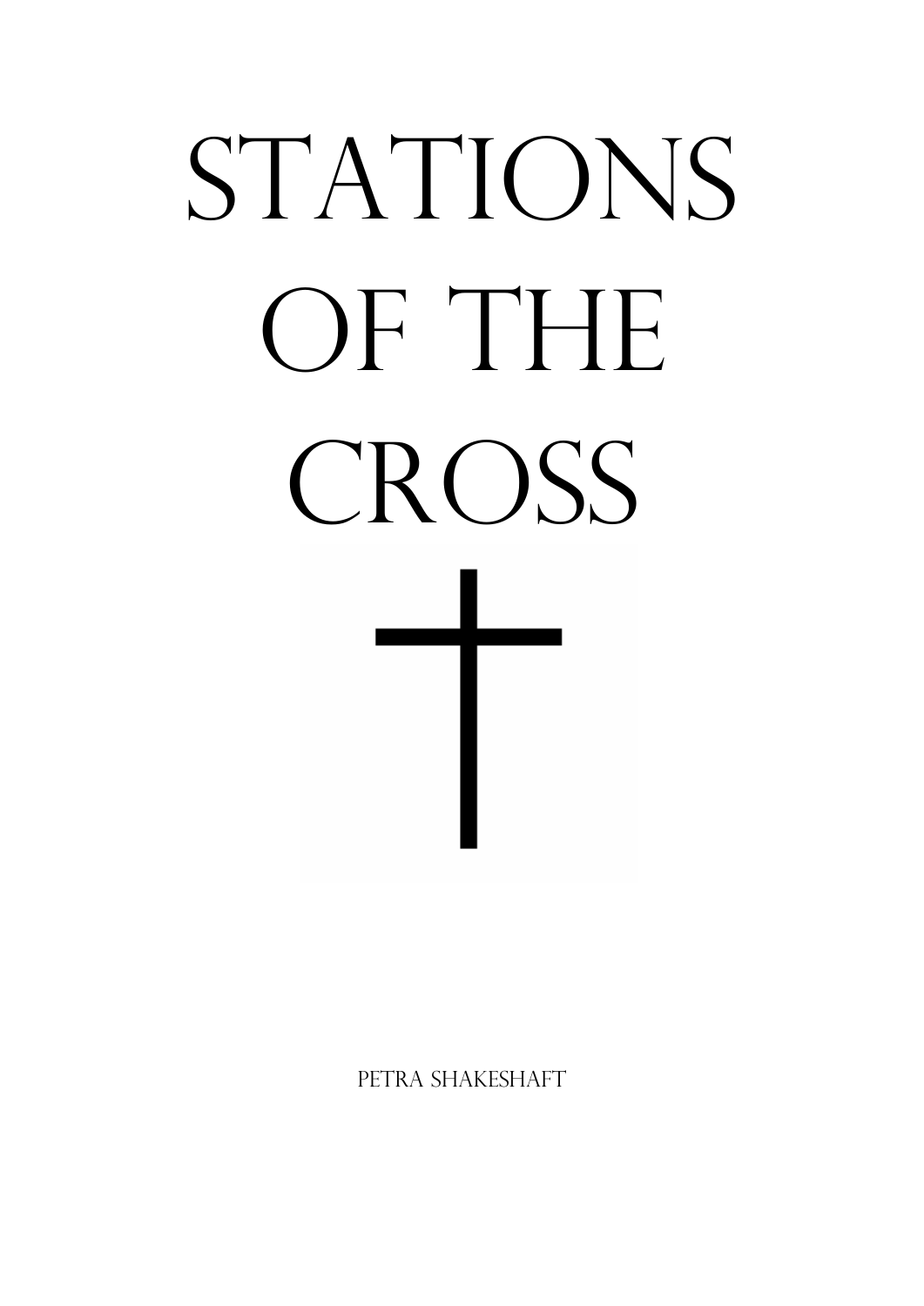# STATIONS OF THE CROSS

PETRA SHAKESHAFT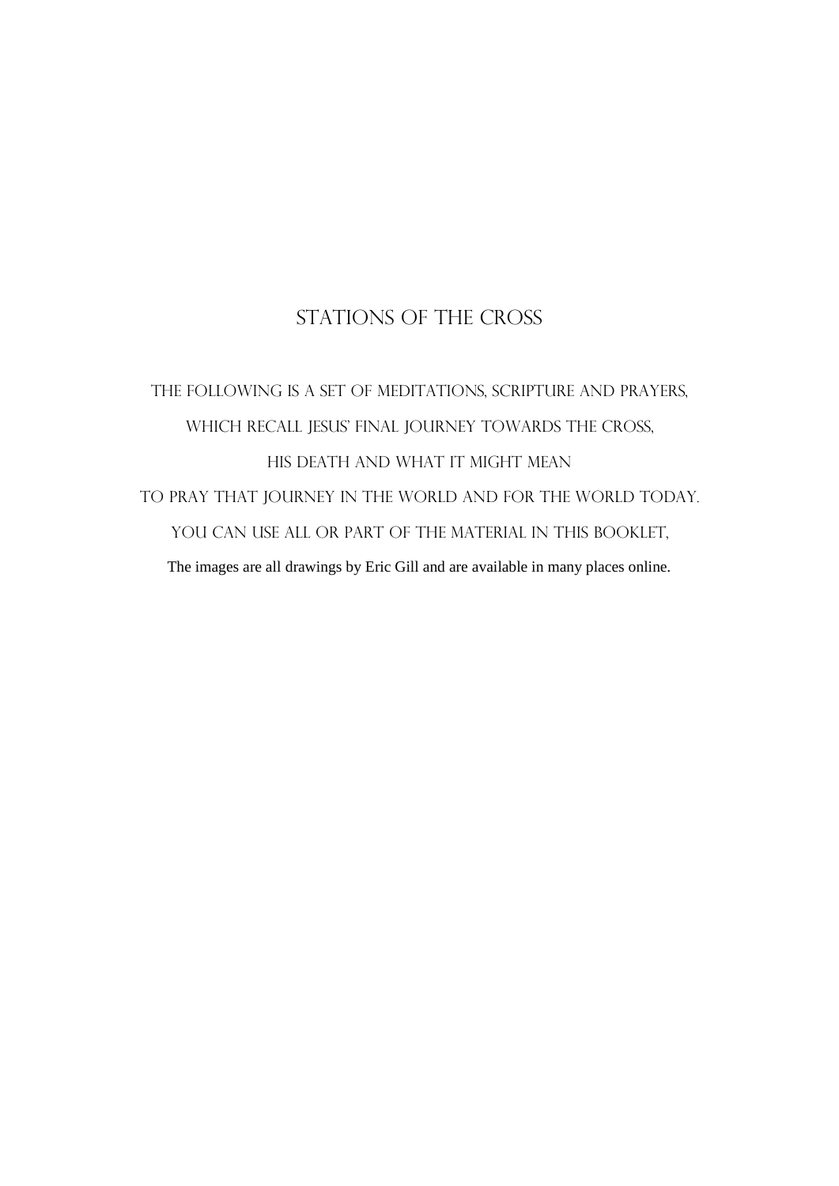# STATIONS OF THE CROSS

THE FOLLOWING IS A SET OF MEDITATIONS, SCRIPTURE AND PRAYERS,

WHICH RECALL JESUS' FINAL JOURNEY TOWARDS THE CROSS,

HIS DEATH AND WHAT IT MIGHT MEAN

TO PRAY THAT JOURNEY IN THE WORLD AND FOR THE WORLD TODAY.

YOU CAN USE ALL OR PART OF THE MATERIAL IN THIS BOOKLET,

The images are all drawings by Eric Gill and are available in many places online.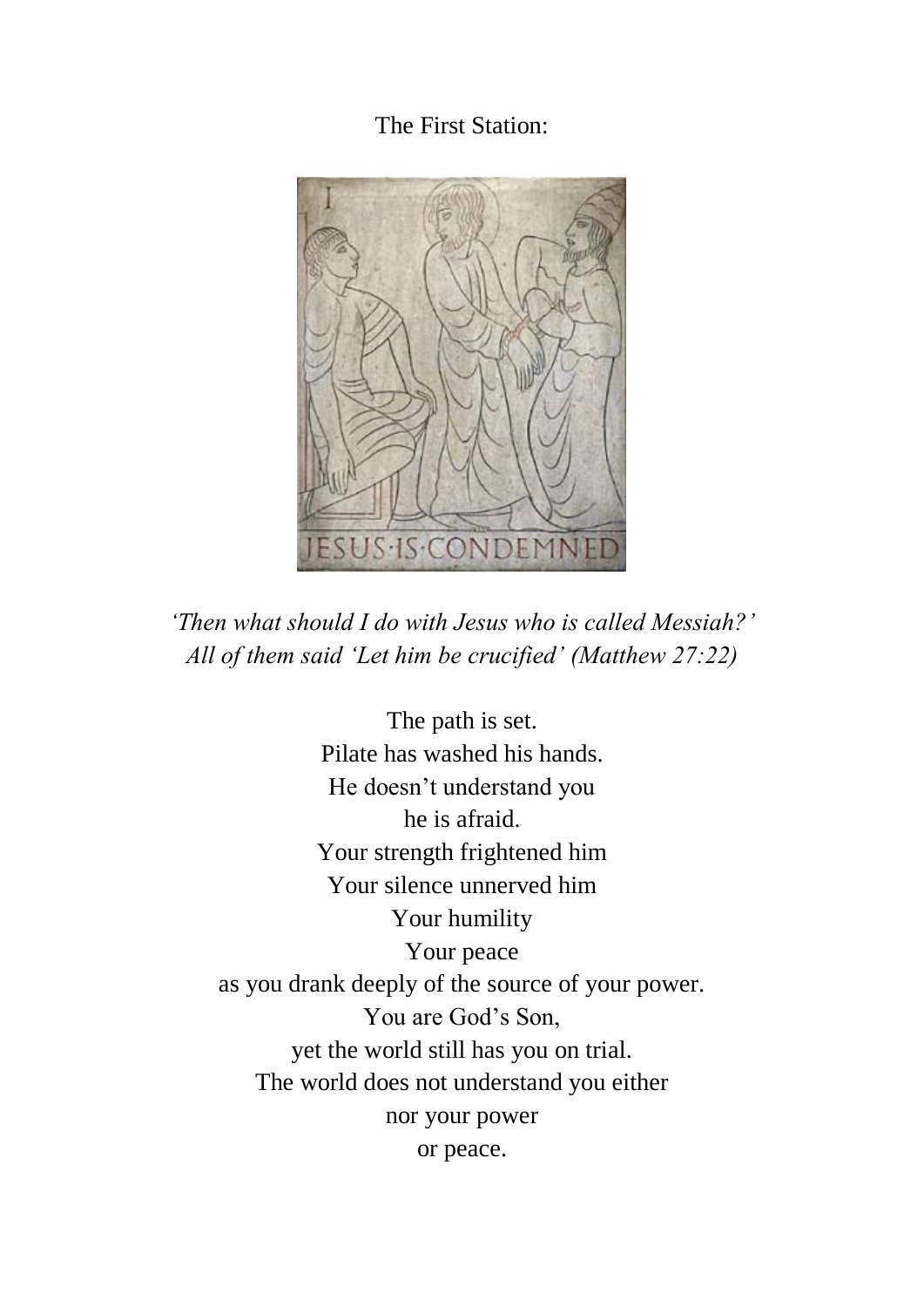The First Station:

*'Then what should I do with Jesus who is called Messiah?'*
*All of them said 'Let him be crucified' (Matthew 27:22)*

The path is set.
Pilate has washed his hands.
He doesn't understand you
he is afraid.
Your strength frightened him
Your silence unnerved him
Your humility
Your peace
as you drank deeply of the source of your power.
You are God's Son,
yet the world still has you on trial.
The world does not understand you either
nor your power
or peace.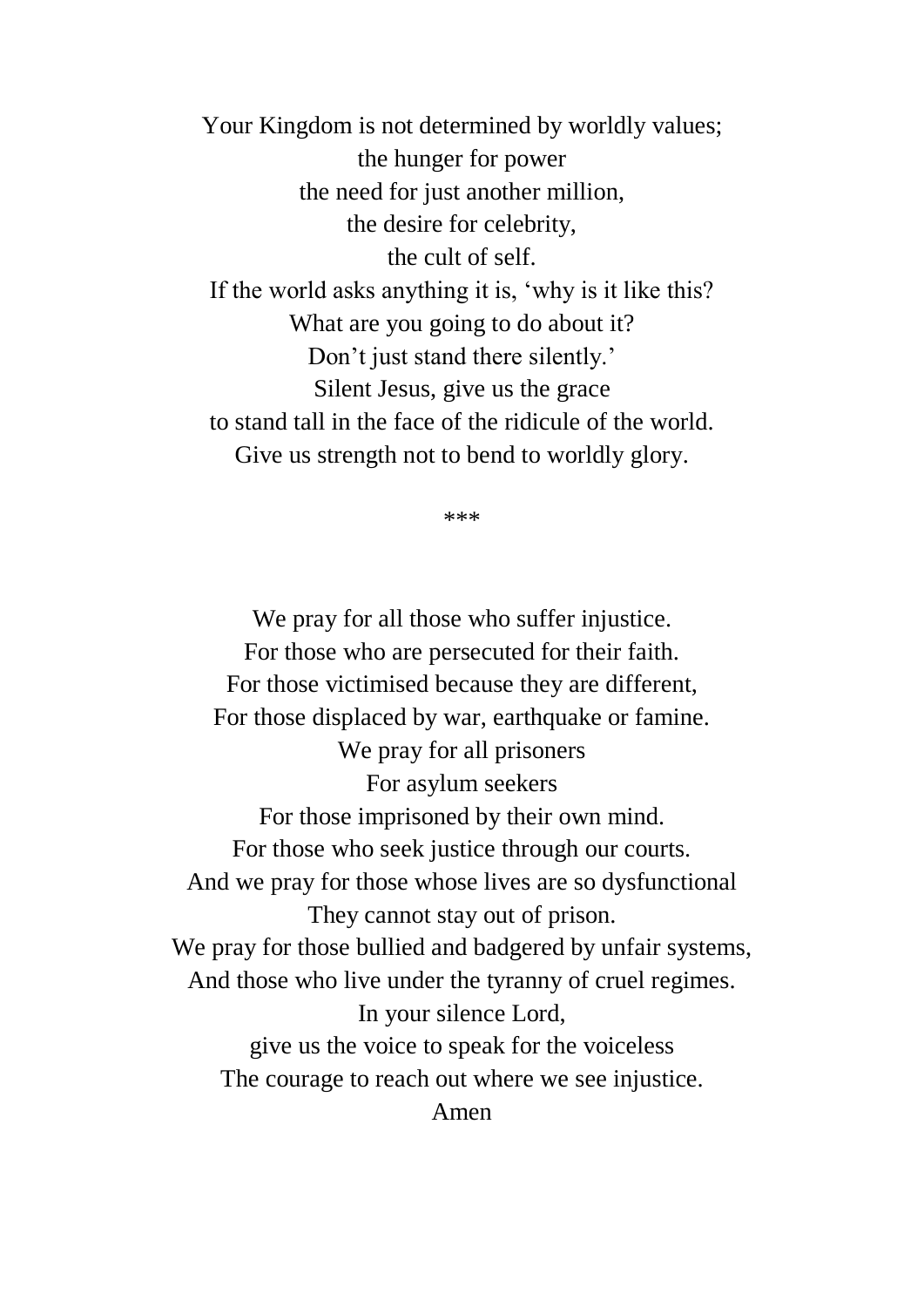Your Kingdom is not determined by worldly values;  
the hunger for power  
the need for just another million,  
the desire for celebrity,  
the cult of self.  
If the world asks anything it is, 'why is it like this?  
What are you going to do about it?  
Don't just stand there silently.'  
Silent Jesus, give us the grace  
to stand tall in the face of the ridicule of the world.  
Give us strength not to bend to worldly glory.

***

We pray for all those who suffer injustice.  
For those who are persecuted for their faith.  
For those victimised because they are different,  
For those displaced by war, earthquake or famine.  
We pray for all prisoners  
For asylum seekers  
For those imprisoned by their own mind.  
For those who seek justice through our courts.  
And we pray for those whose lives are so dysfunctional  
They cannot stay out of prison.  
We pray for those bullied and badgered by unfair systems,  
And those who live under the tyranny of cruel regimes.  
In your silence Lord,  
give us the voice to speak for the voiceless  
The courage to reach out where we see injustice.  
Amen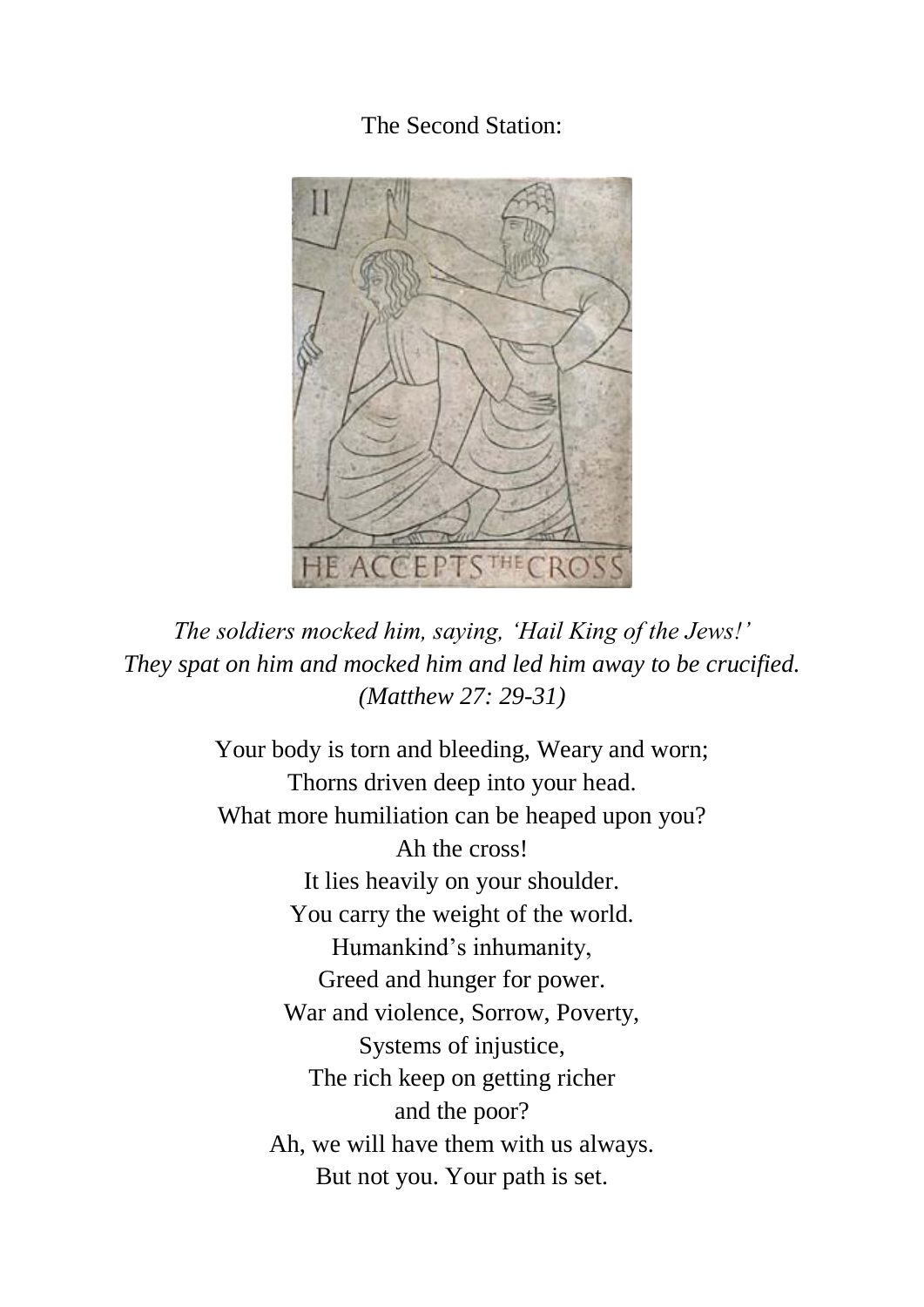The Second Station:

*The soldiers mocked him, saying, 'Hail King of the Jews!'*
*They spat on him and mocked him and led him away to be crucified.*
*(Matthew 27: 29-31)*

Your body is torn and bleeding, Weary and worn;
Thorns driven deep into your head.
What more humiliation can be heaped upon you?
Ah the cross!
It lies heavily on your shoulder.
You carry the weight of the world.
Humankind's inhumanity,
Greed and hunger for power.
War and violence, Sorrow, Poverty,
Systems of injustice,
The rich keep on getting richer
and the poor?
Ah, we will have them with us always.
But not you. Your path is set.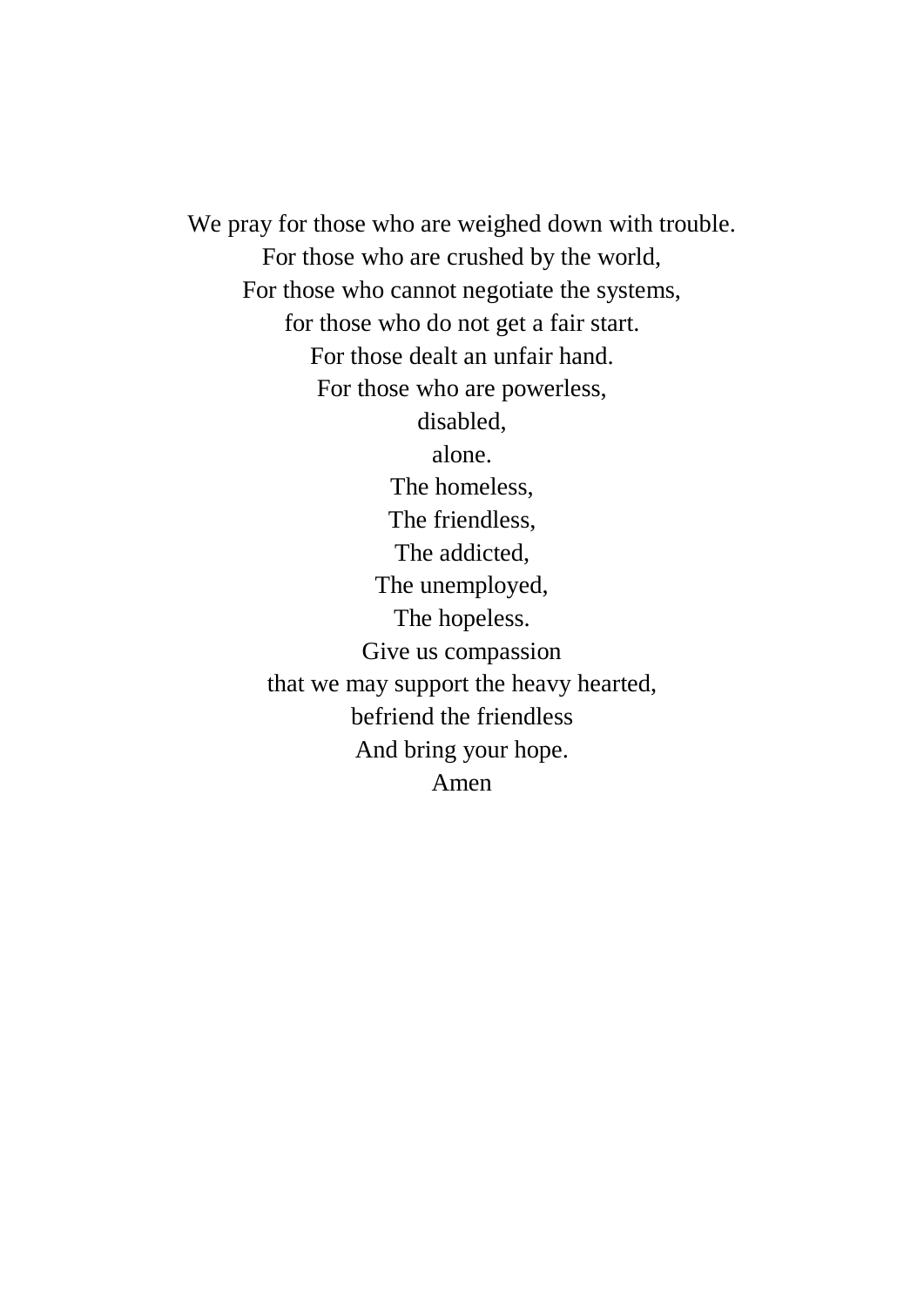We pray for those who are weighed down with trouble.  
For those who are crushed by the world,  
For those who cannot negotiate the systems,  
for those who do not get a fair start.  
For those dealt an unfair hand.  
For those who are powerless,  
disabled,  
alone.  
The homeless,  
The friendless,  
The addicted,  
The unemployed,  
The hopeless.  
Give us compassion  
that we may support the heavy hearted,  
befriend the friendless  
And bring your hope.  
Amen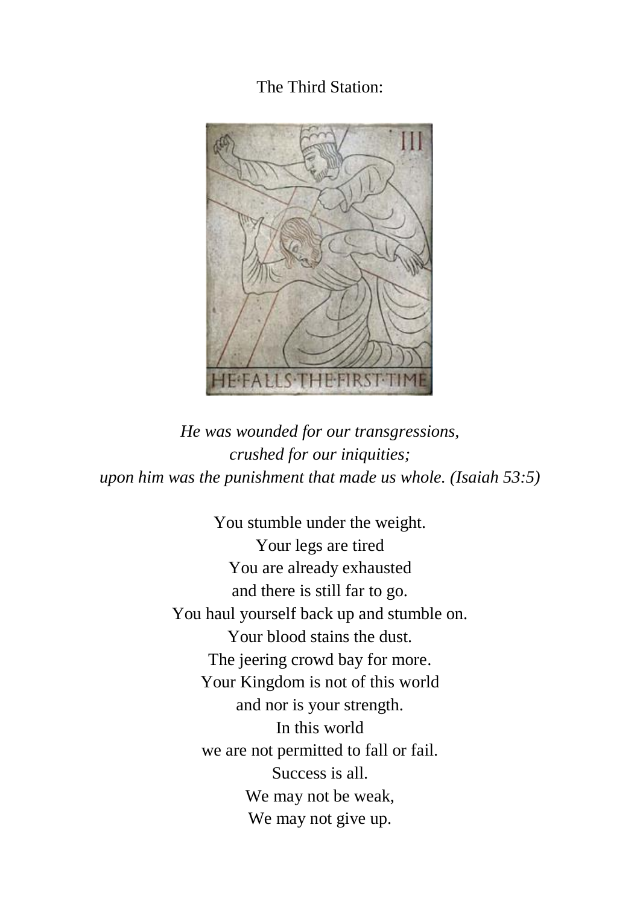The Third Station:

*He was wounded for our transgressions,*
*crushed for our iniquities;*
*upon him was the punishment that made us whole. (Isaiah 53:5)*

You stumble under the weight.
Your legs are tired
You are already exhausted
and there is still far to go.
You haul yourself back up and stumble on.
Your blood stains the dust.
The jeering crowd bay for more.
Your Kingdom is not of this world
and nor is your strength.
In this world
we are not permitted to fall or fail.
Success is all.
We may not be weak,
We may not give up.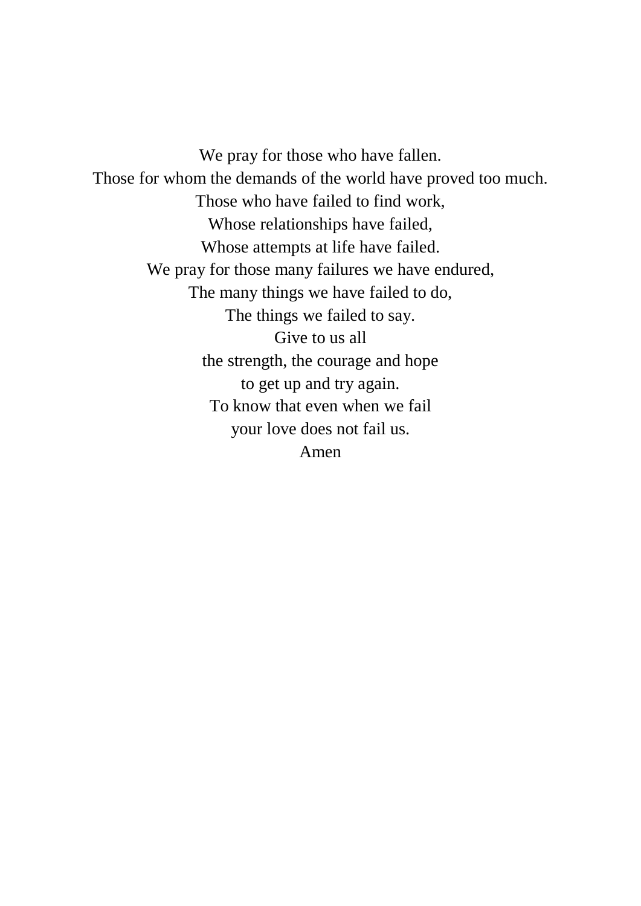We pray for those who have fallen.  
Those for whom the demands of the world have proved too much.  
Those who have failed to find work,  
Whose relationships have failed,  
Whose attempts at life have failed.  
We pray for those many failures we have endured,  
The many things we have failed to do,  
The things we failed to say.  
Give to us all  
the strength, the courage and hope  
to get up and try again.  
To know that even when we fail  
your love does not fail us.  
Amen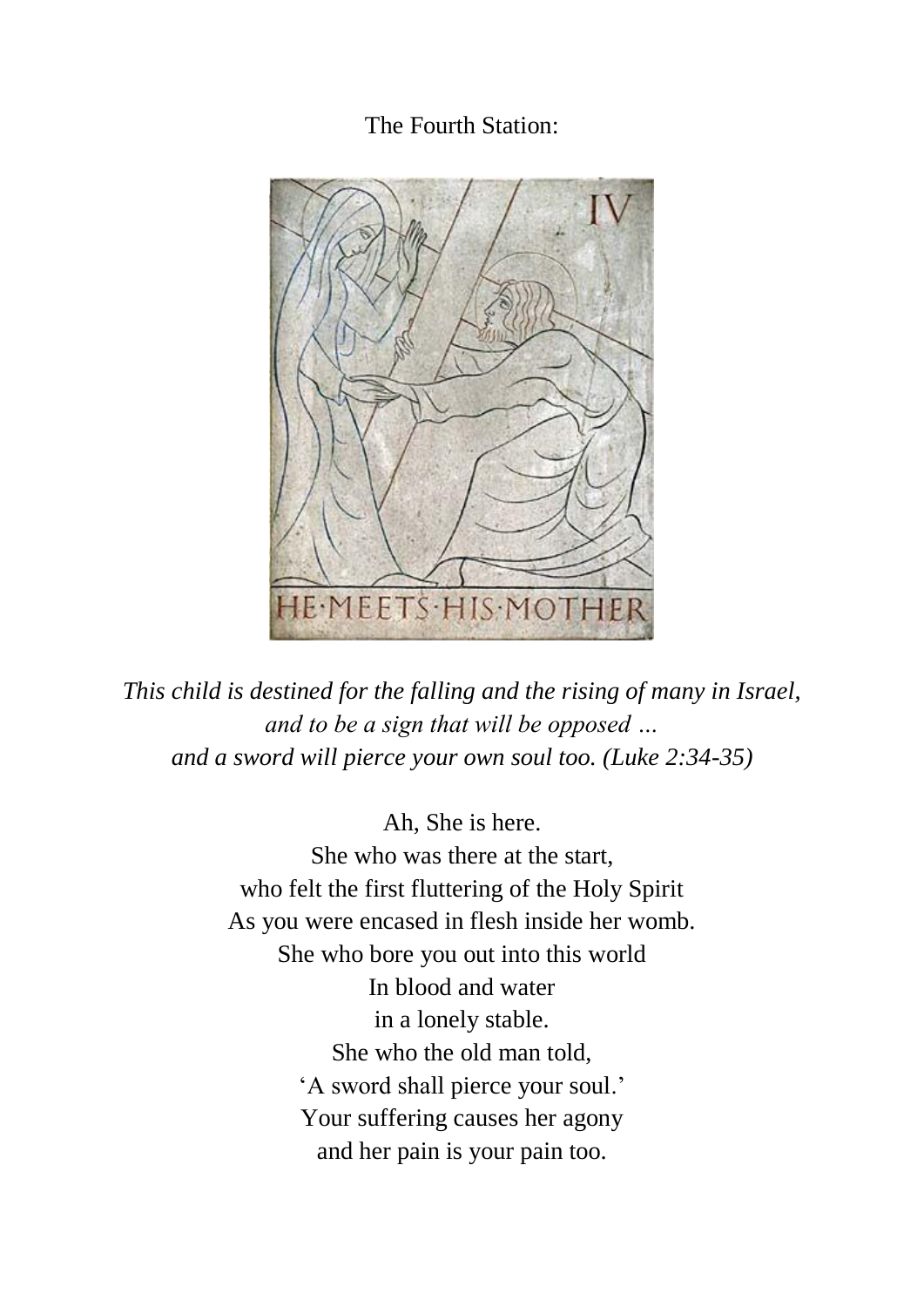The Fourth Station:

*This child is destined for the falling and the rising of many in Israel,*
*and to be a sign that will be opposed …*
*and a sword will pierce your own soul too. (Luke 2:34-35)*

Ah, She is here.
She who was there at the start,
who felt the first fluttering of the Holy Spirit
As you were encased in flesh inside her womb.
She who bore you out into this world
In blood and water
in a lonely stable.
She who the old man told,
'A sword shall pierce your soul.'
Your suffering causes her agony
and her pain is your pain too.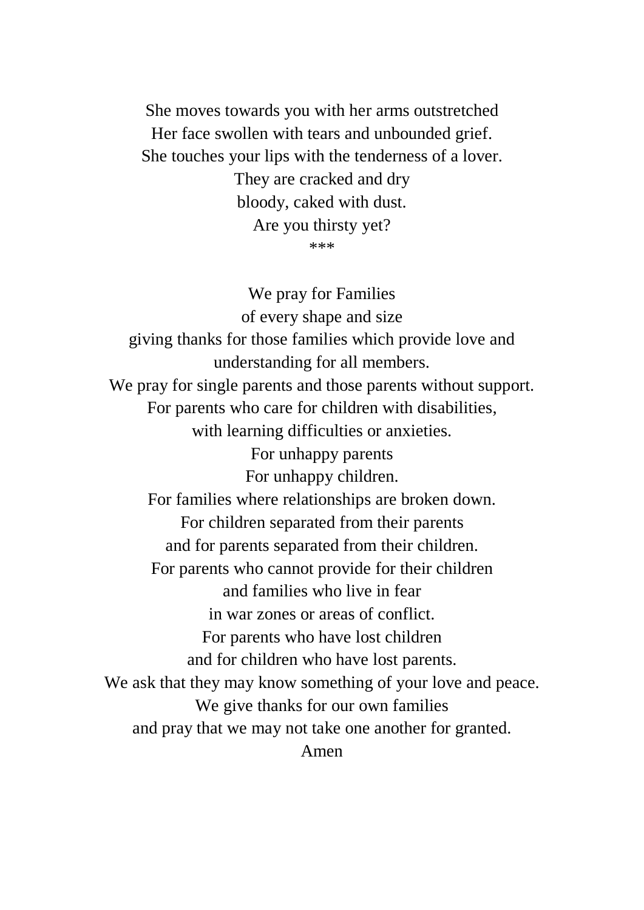She moves towards you with her arms outstretched
Her face swollen with tears and unbounded grief.
She touches your lips with the tenderness of a lover.
They are cracked and dry
bloody, caked with dust.
Are you thirsty yet?

***

We pray for Families
of every shape and size
giving thanks for those families which provide love and understanding for all members.
We pray for single parents and those parents without support.
For parents who care for children with disabilities,
with learning difficulties or anxieties.
For unhappy parents
For unhappy children.
For families where relationships are broken down.
For children separated from their parents
and for parents separated from their children.
For parents who cannot provide for their children
and families who live in fear
in war zones or areas of conflict.
For parents who have lost children
and for children who have lost parents.
We ask that they may know something of your love and peace.
We give thanks for our own families
and pray that we may not take one another for granted.
Amen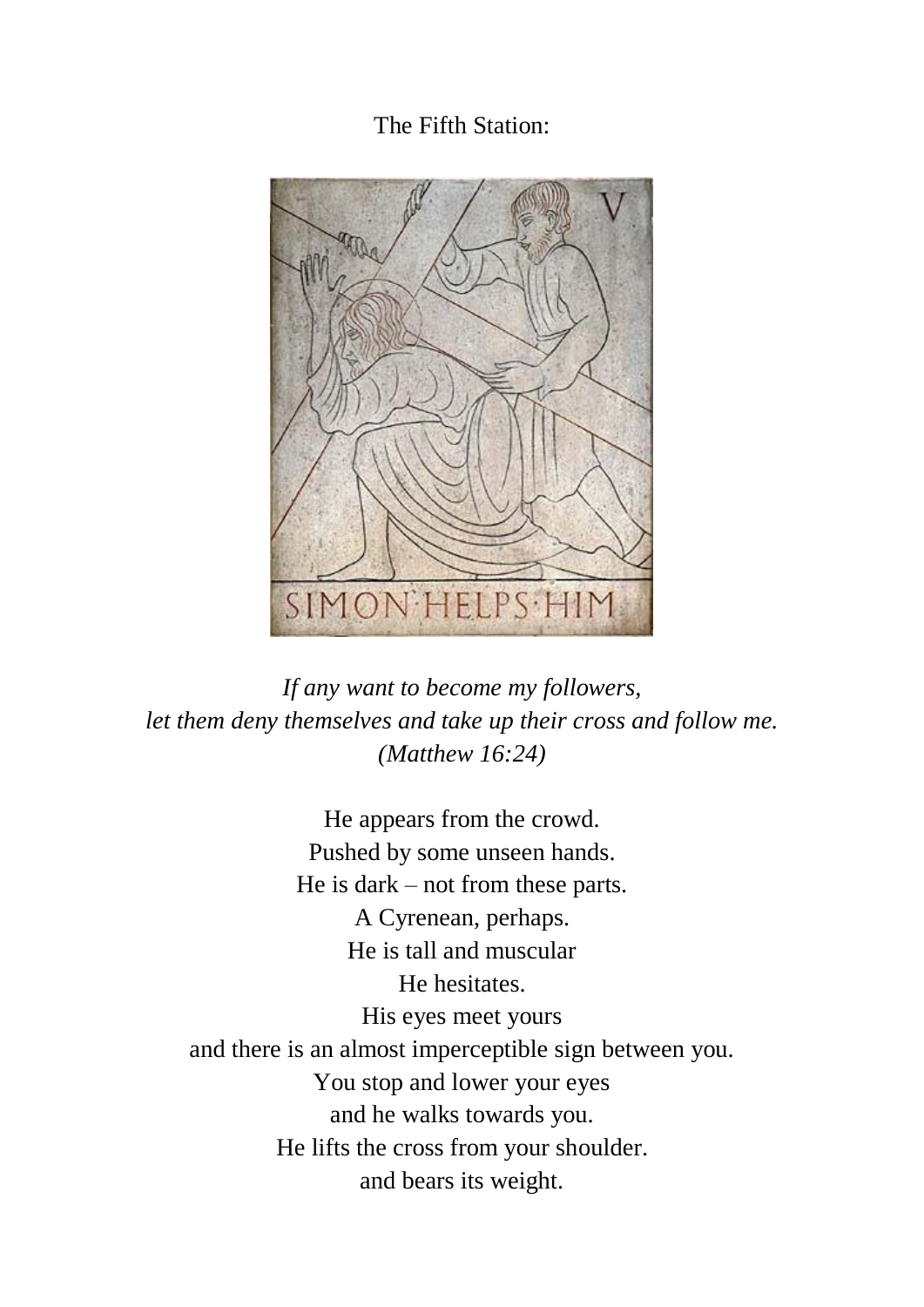The Fifth Station:

*If any want to become my followers,*
*let them deny themselves and take up their cross and follow me.*
*(Matthew 16:24)*

He appears from the crowd.
Pushed by some unseen hands.
He is dark – not from these parts.
A Cyrenean, perhaps.
He is tall and muscular
He hesitates.
His eyes meet yours
and there is an almost imperceptible sign between you.
You stop and lower your eyes
and he walks towards you.
He lifts the cross from your shoulder.
and bears its weight.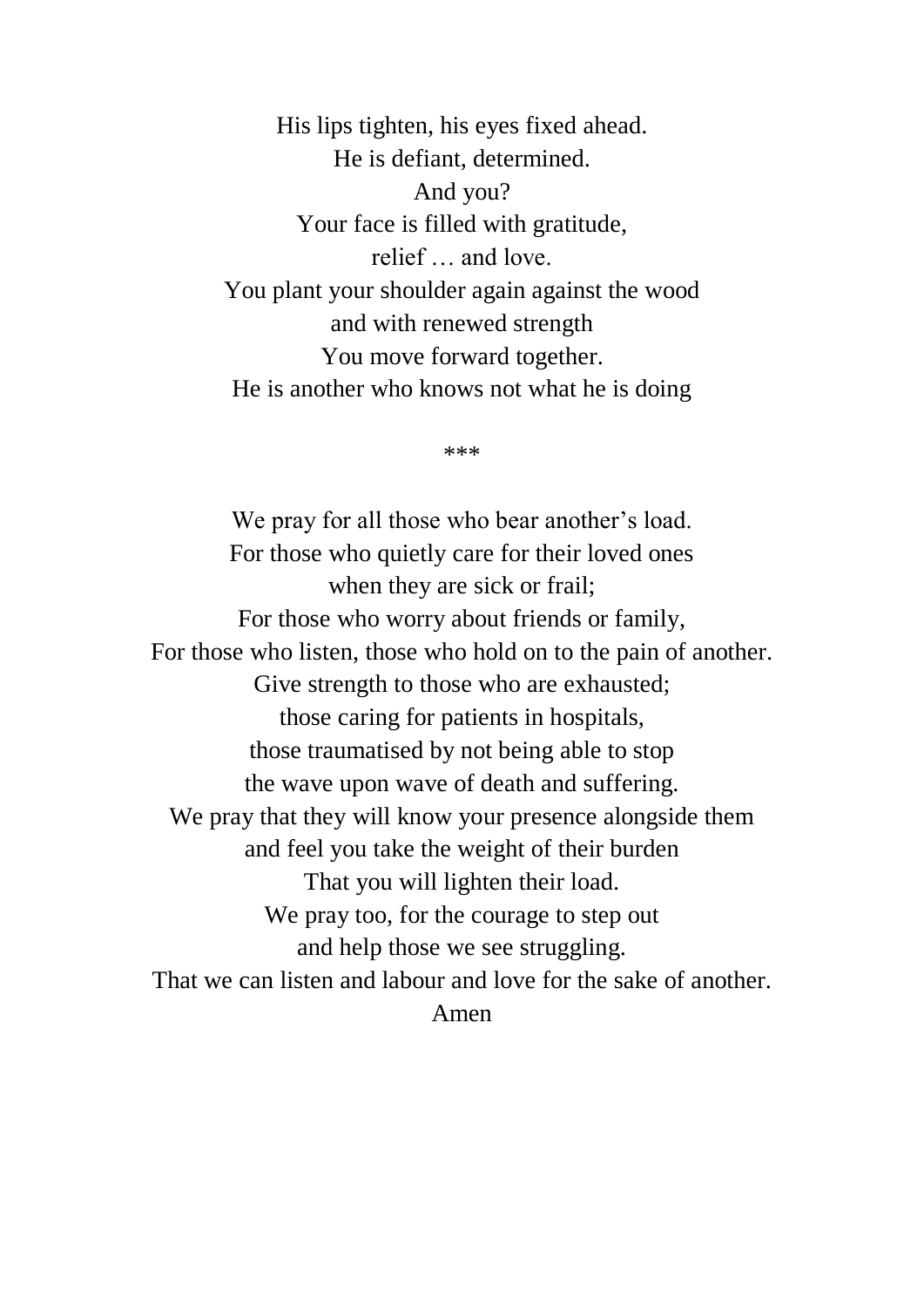His lips tighten, his eyes fixed ahead.  
He is defiant, determined.  
And you?  
Your face is filled with gratitude,  
relief … and love.  
You plant your shoulder again against the wood  
and with renewed strength  
You move forward together.  
He is another who knows not what he is doing

***

We pray for all those who bear another's load.  
For those who quietly care for their loved ones  
when they are sick or frail;  
For those who worry about friends or family,  
For those who listen, those who hold on to the pain of another.  
Give strength to those who are exhausted;  
those caring for patients in hospitals,  
those traumatised by not being able to stop  
the wave upon wave of death and suffering.  
We pray that they will know your presence alongside them  
and feel you take the weight of their burden  
That you will lighten their load.  
We pray too, for the courage to step out  
and help those we see struggling.  
That we can listen and labour and love for the sake of another.  
Amen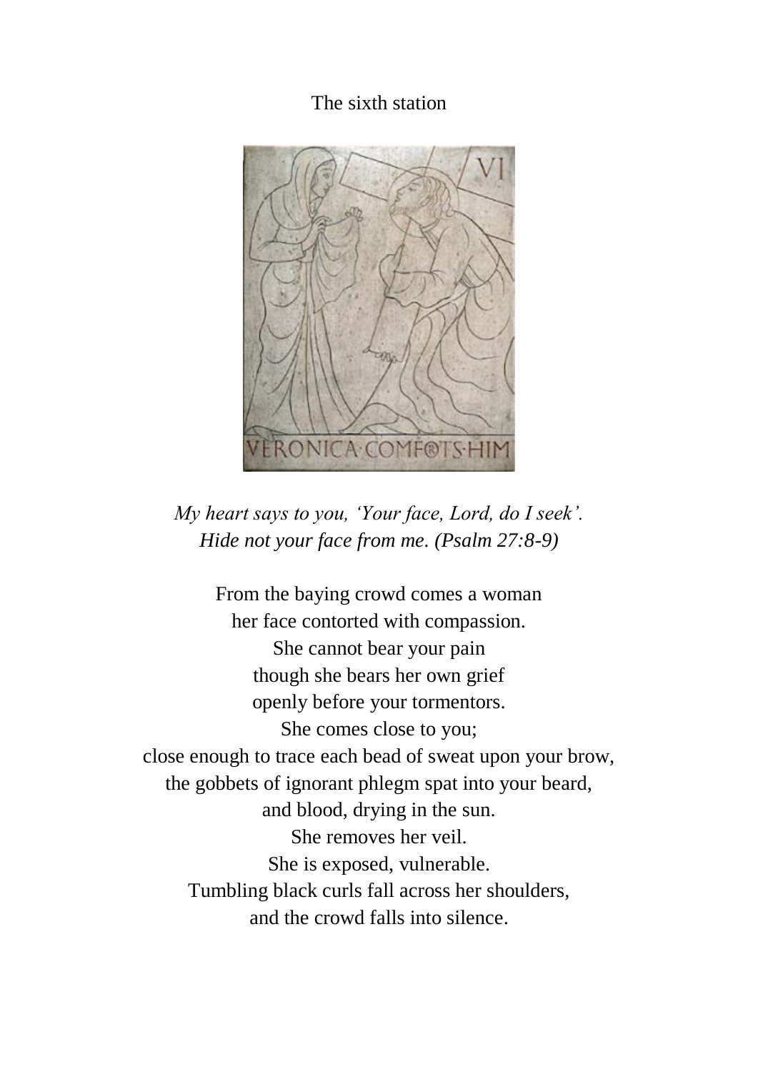The sixth station

*My heart says to you, 'Your face, Lord, do I seek'.*
*Hide not your face from me. (Psalm 27:8-9)*

From the baying crowd comes a woman
her face contorted with compassion.
She cannot bear your pain
though she bears her own grief
openly before your tormentors.
She comes close to you;
close enough to trace each bead of sweat upon your brow,
the gobbets of ignorant phlegm spat into your beard,
and blood, drying in the sun.
She removes her veil.
She is exposed, vulnerable.
Tumbling black curls fall across her shoulders,
and the crowd falls into silence.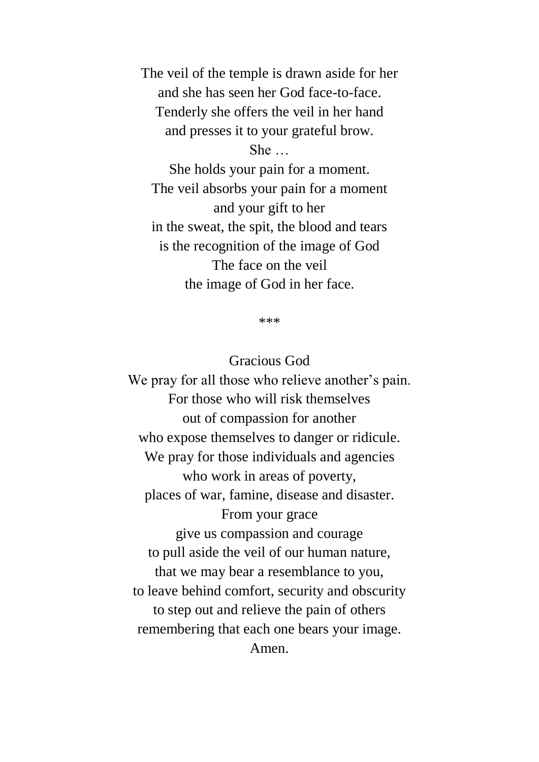The veil of the temple is drawn aside for her  
and she has seen her God face-to-face.  
Tenderly she offers the veil in her hand  
and presses it to your grateful brow.  
She …  
She holds your pain for a moment.  
The veil absorbs your pain for a moment  
and your gift to her  
in the sweat, the spit, the blood and tears  
is the recognition of the image of God  
The face on the veil  
the image of God in her face.

***

Gracious God  
We pray for all those who relieve another's pain.  
For those who will risk themselves  
out of compassion for another  
who expose themselves to danger or ridicule.  
We pray for those individuals and agencies  
who work in areas of poverty,  
places of war, famine, disease and disaster.  
From your grace  
give us compassion and courage  
to pull aside the veil of our human nature,  
that we may bear a resemblance to you,  
to leave behind comfort, security and obscurity  
to step out and relieve the pain of others  
remembering that each one bears your image.  
Amen.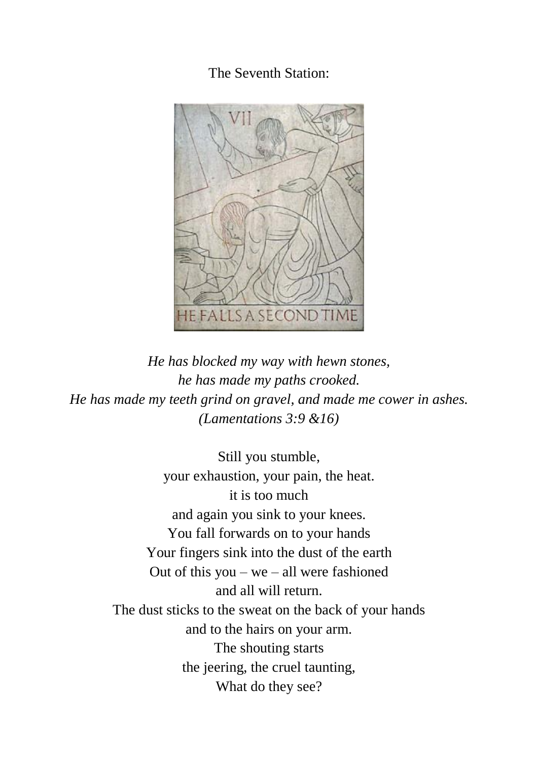The Seventh Station:

*He has blocked my way with hewn stones,*
*he has made my paths crooked.*
*He has made my teeth grind on gravel, and made me cower in ashes.*
*(Lamentations 3:9 &16)*

Still you stumble,
your exhaustion, your pain, the heat.
it is too much
and again you sink to your knees.
You fall forwards on to your hands
Your fingers sink into the dust of the earth
Out of this you – we – all were fashioned
and all will return.
The dust sticks to the sweat on the back of your hands
and to the hairs on your arm.
The shouting starts
the jeering, the cruel taunting,
What do they see?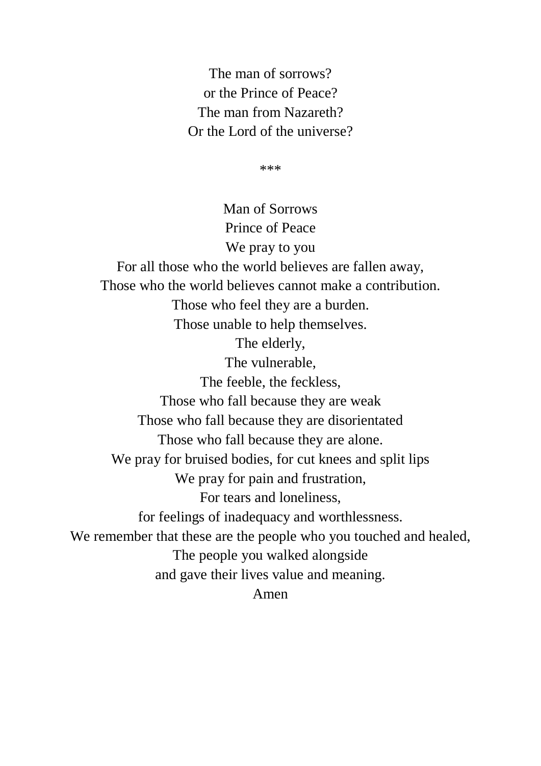The man of sorrows?  
or the Prince of Peace?  
The man from Nazareth?  
Or the Lord of the universe?

***

Man of Sorrows  
Prince of Peace  
We pray to you  
For all those who the world believes are fallen away,  
Those who the world believes cannot make a contribution.  
Those who feel they are a burden.  
Those unable to help themselves.  
The elderly,  
The vulnerable,  
The feeble, the feckless,  
Those who fall because they are weak  
Those who fall because they are disorientated  
Those who fall because they are alone.  
We pray for bruised bodies, for cut knees and split lips  
We pray for pain and frustration,  
For tears and loneliness,  
for feelings of inadequacy and worthlessness.  
We remember that these are the people who you touched and healed,  
The people you walked alongside  
and gave their lives value and meaning.  
Amen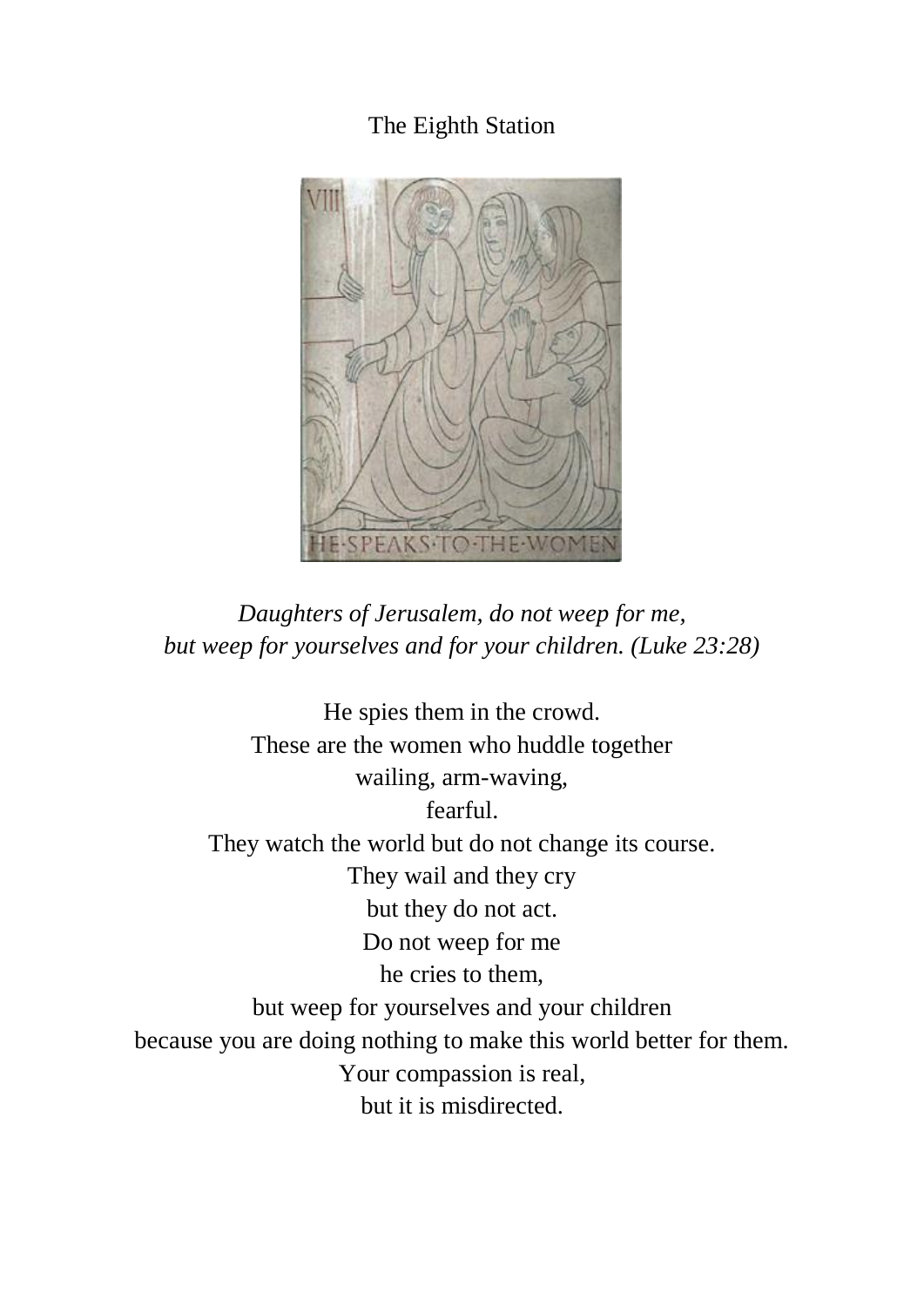The Eighth Station

*Daughters of Jerusalem, do not weep for me,*
*but weep for yourselves and for your children. (Luke 23:28)*

He spies them in the crowd.
These are the women who huddle together
wailing, arm-waving,
fearful.
They watch the world but do not change its course.
They wail and they cry
but they do not act.
Do not weep for me
he cries to them,
but weep for yourselves and your children
because you are doing nothing to make this world better for them.
Your compassion is real,
but it is misdirected.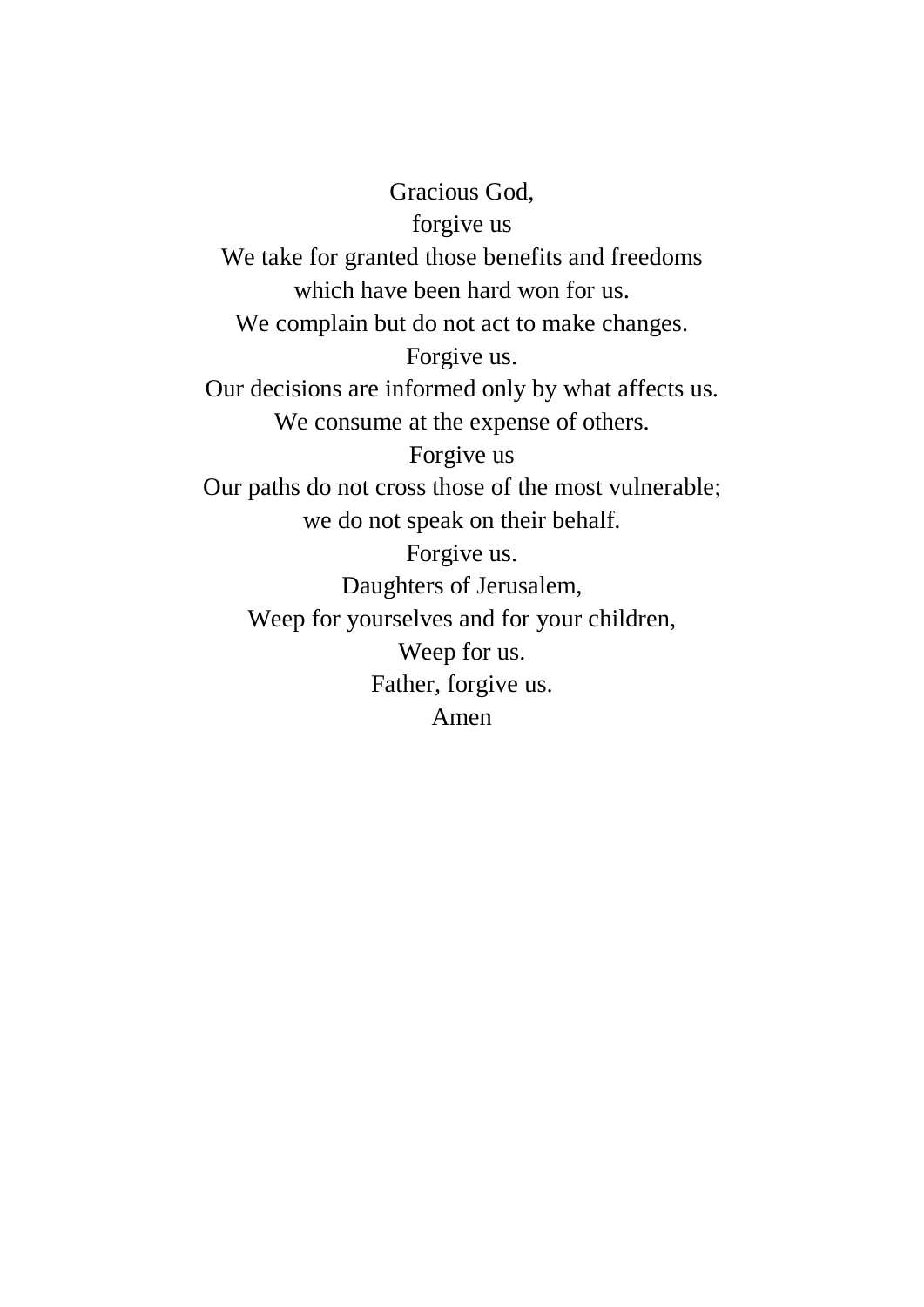Gracious God,  
forgive us  
We take for granted those benefits and freedoms  
which have been hard won for us.  
We complain but do not act to make changes.  
Forgive us.  
Our decisions are informed only by what affects us.  
We consume at the expense of others.  
Forgive us  
Our paths do not cross those of the most vulnerable;  
we do not speak on their behalf.  
Forgive us.  
Daughters of Jerusalem,  
Weep for yourselves and for your children,  
Weep for us.  
Father, forgive us.  
Amen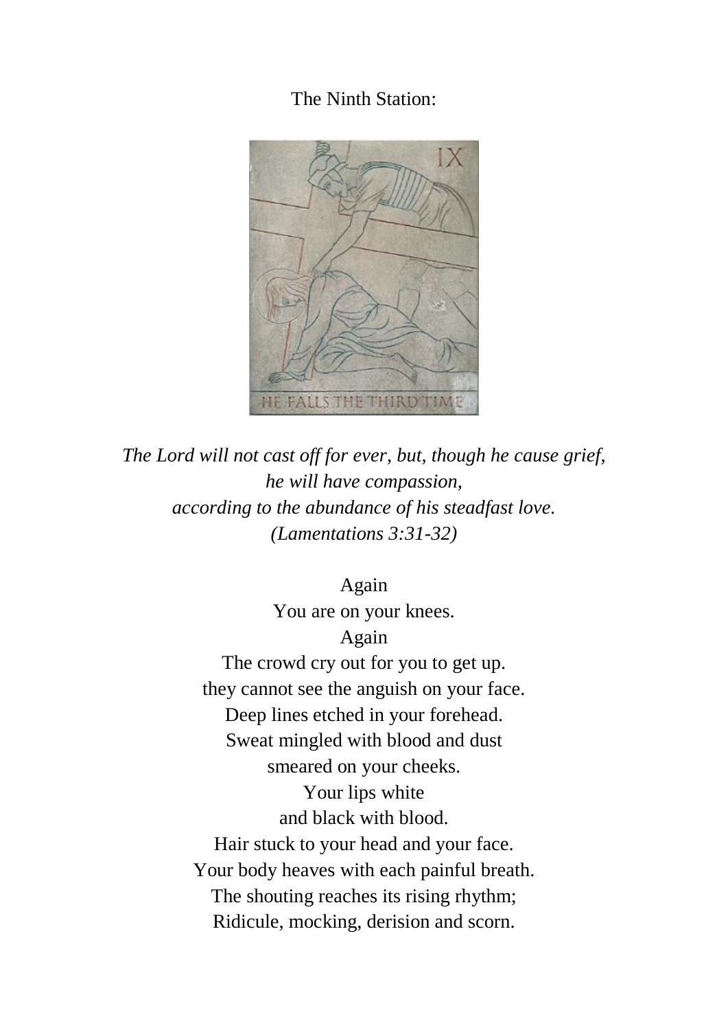The Ninth Station:

*The Lord will not cast off for ever, but, though he cause grief,*
*he will have compassion,*
*according to the abundance of his steadfast love.*
*(Lamentations 3:31-32)*

Again
You are on your knees.
Again
The crowd cry out for you to get up.
they cannot see the anguish on your face.
Deep lines etched in your forehead.
Sweat mingled with blood and dust
smeared on your cheeks.
Your lips white
and black with blood.
Hair stuck to your head and your face.
Your body heaves with each painful breath.
The shouting reaches its rising rhythm;
Ridicule, mocking, derision and scorn.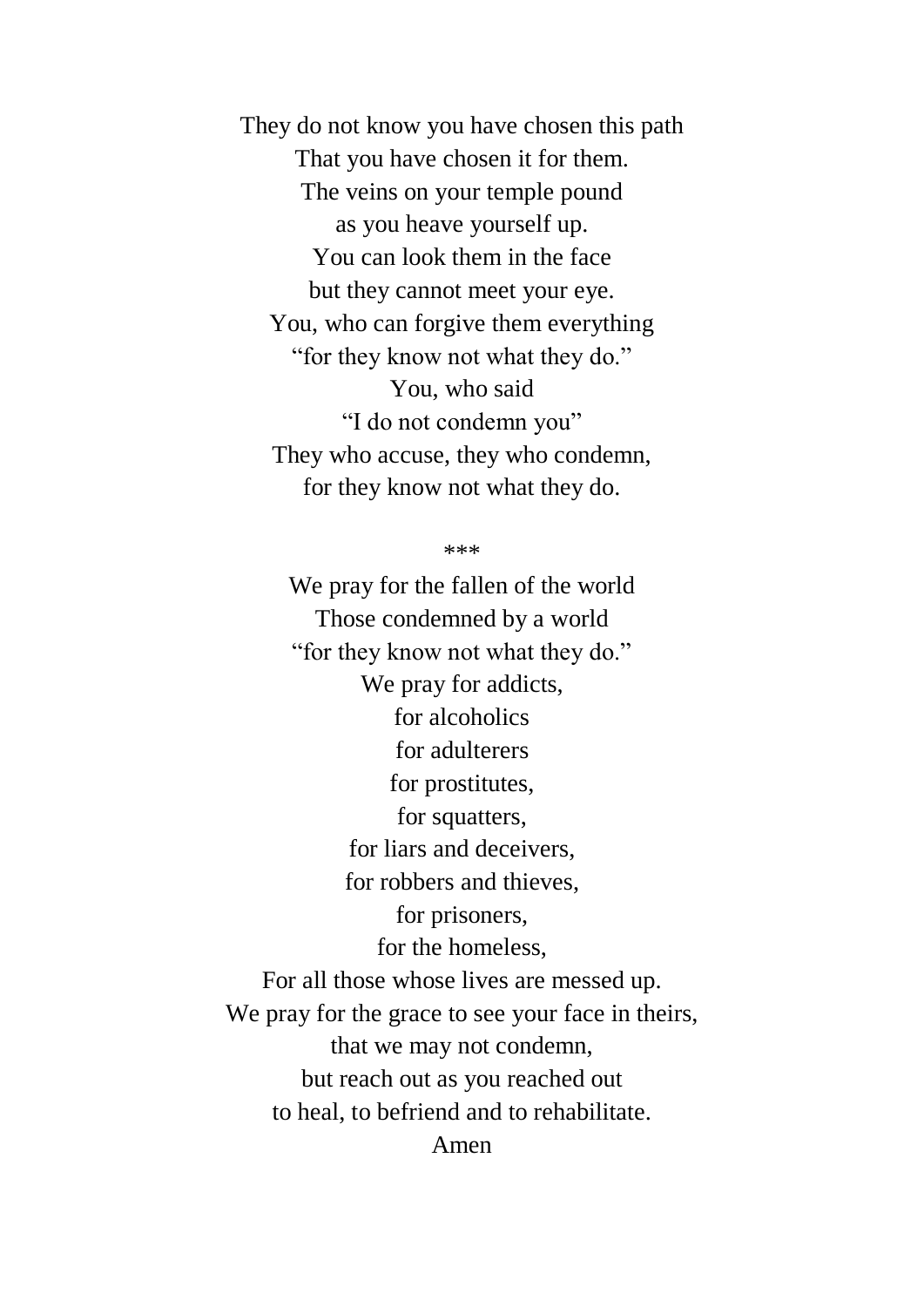They do not know you have chosen this path  
That you have chosen it for them.  
The veins on your temple pound  
as you heave yourself up.  
You can look them in the face  
but they cannot meet your eye.  
You, who can forgive them everything  
“for they know not what they do.”  
You, who said  
“I do not condemn you”  
They who accuse, they who condemn,  
for they know not what they do.

***

We pray for the fallen of the world  
Those condemned by a world  
“for they know not what they do.”  
We pray for addicts,  
for alcoholics  
for adulterers  
for prostitutes,  
for squatters,  
for liars and deceivers,  
for robbers and thieves,  
for prisoners,  
for the homeless,  
For all those whose lives are messed up.  
We pray for the grace to see your face in theirs,  
that we may not condemn,  
but reach out as you reached out  
to heal, to befriend and to rehabilitate.  
Amen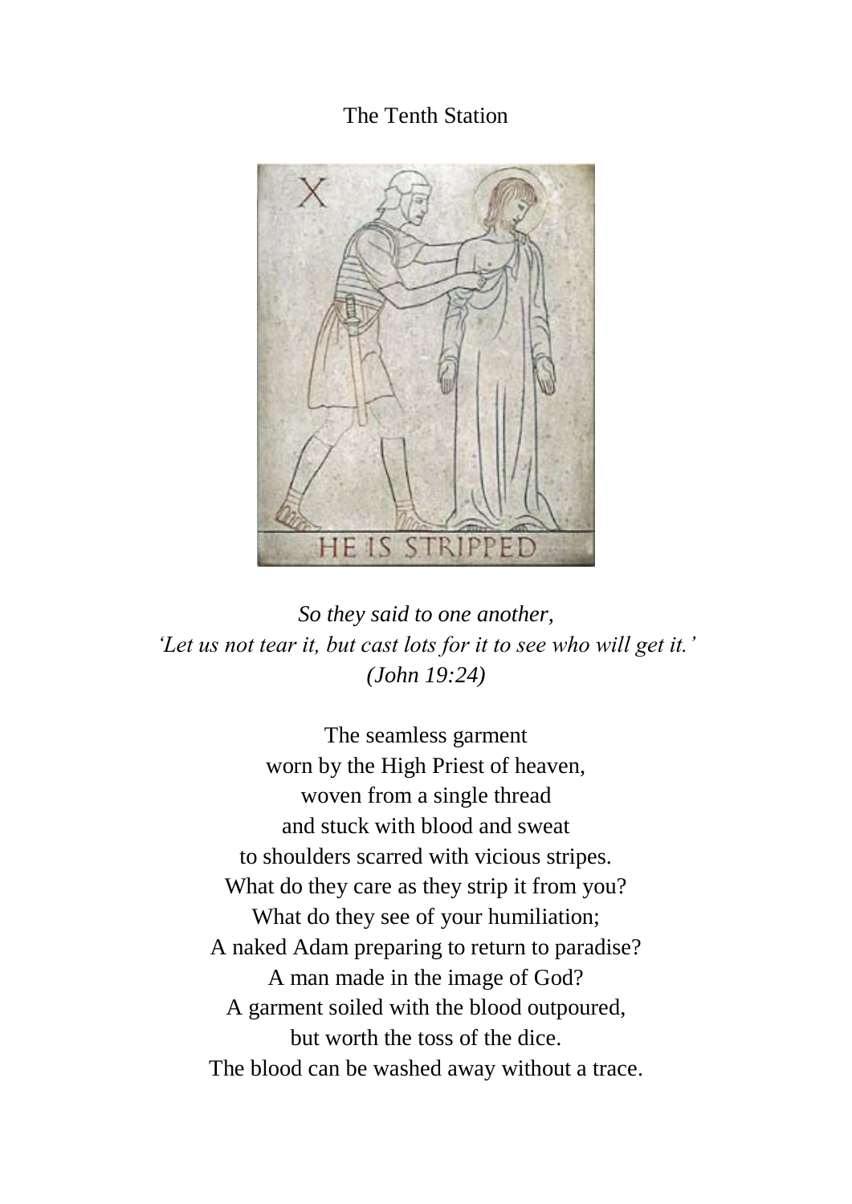# The Tenth Station

*So they said to one another,*
*'Let us not tear it, but cast lots for it to see who will get it.'*
*(John 19:24)*

The seamless garment
worn by the High Priest of heaven,
woven from a single thread
and stuck with blood and sweat
to shoulders scarred with vicious stripes.
What do they care as they strip it from you?
What do they see of your humiliation;
A naked Adam preparing to return to paradise?
A man made in the image of God?
A garment soiled with the blood outpoured,
but worth the toss of the dice.
The blood can be washed away without a trace.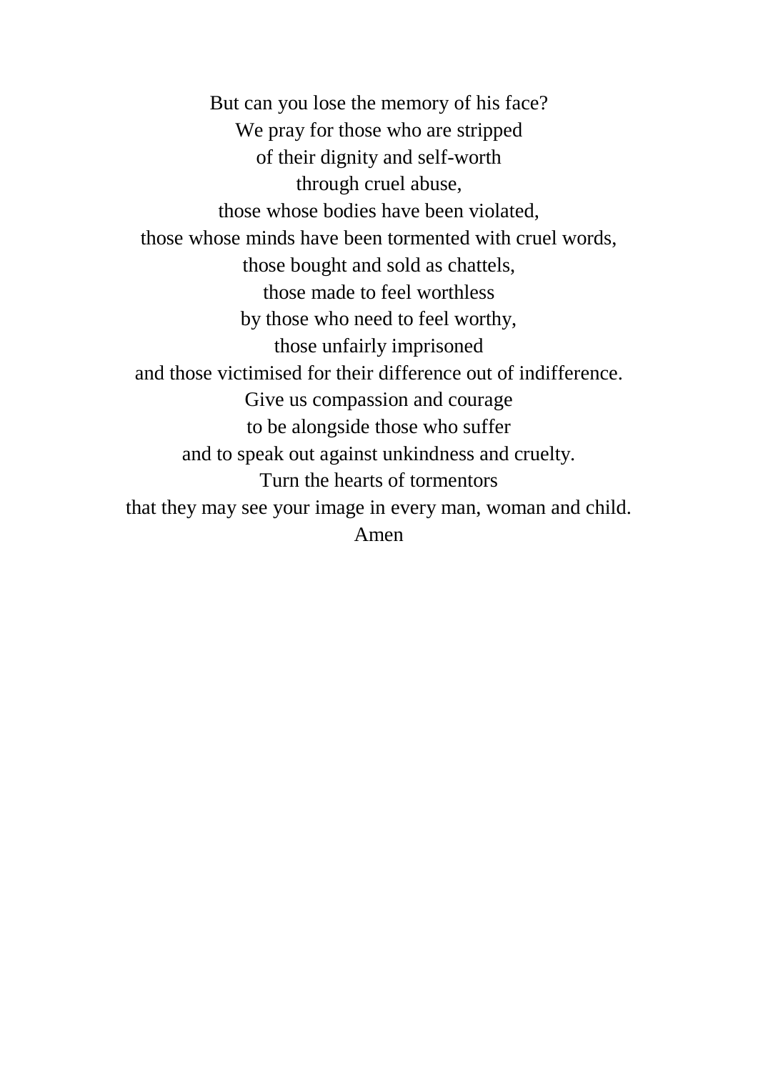But can you lose the memory of his face?
We pray for those who are stripped
of their dignity and self-worth
through cruel abuse,
those whose bodies have been violated,
those whose minds have been tormented with cruel words,
those bought and sold as chattels,
those made to feel worthless
by those who need to feel worthy,
those unfairly imprisoned
and those victimised for their difference out of indifference.
Give us compassion and courage
to be alongside those who suffer
and to speak out against unkindness and cruelty.
Turn the hearts of tormentors
that they may see your image in every man, woman and child.
Amen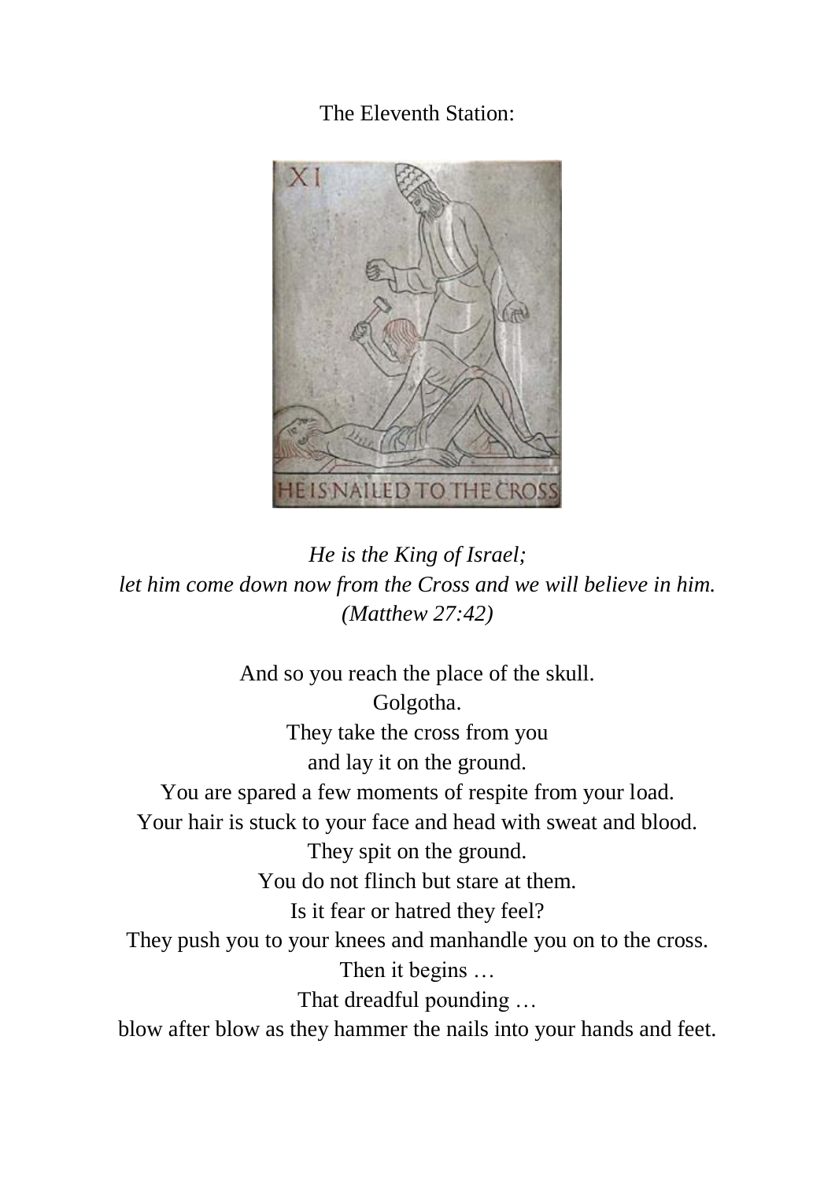The Eleventh Station:

*He is the King of Israel;*
*let him come down now from the Cross and we will believe in him.*
*(Matthew 27:42)*

And so you reach the place of the skull.
Golgotha.
They take the cross from you
and lay it on the ground.
You are spared a few moments of respite from your load.
Your hair is stuck to your face and head with sweat and blood.
They spit on the ground.
You do not flinch but stare at them.
Is it fear or hatred they feel?
They push you to your knees and manhandle you on to the cross.
Then it begins …
That dreadful pounding …
blow after blow as they hammer the nails into your hands and feet.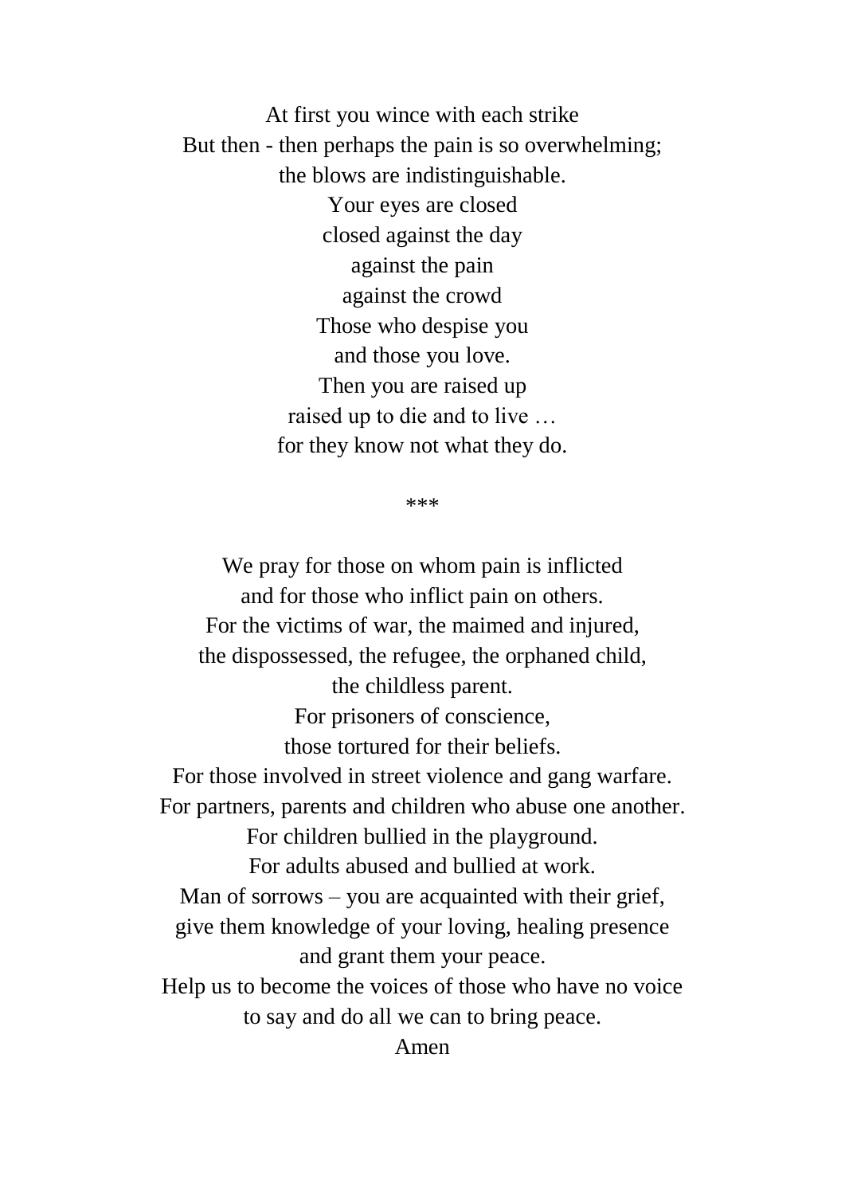At first you wince with each strike  
But then - then perhaps the pain is so overwhelming;  
the blows are indistinguishable.  
Your eyes are closed  
closed against the day  
against the pain  
against the crowd  
Those who despise you  
and those you love.  
Then you are raised up  
raised up to die and to live …  
for they know not what they do.

***

We pray for those on whom pain is inflicted  
and for those who inflict pain on others.  
For the victims of war, the maimed and injured,  
the dispossessed, the refugee, the orphaned child,  
the childless parent.  
For prisoners of conscience,  
those tortured for their beliefs.  
For those involved in street violence and gang warfare.  
For partners, parents and children who abuse one another.  
For children bullied in the playground.  
For adults abused and bullied at work.  
Man of sorrows – you are acquainted with their grief,  
give them knowledge of your loving, healing presence  
and grant them your peace.  
Help us to become the voices of those who have no voice  
to say and do all we can to bring peace.  
Amen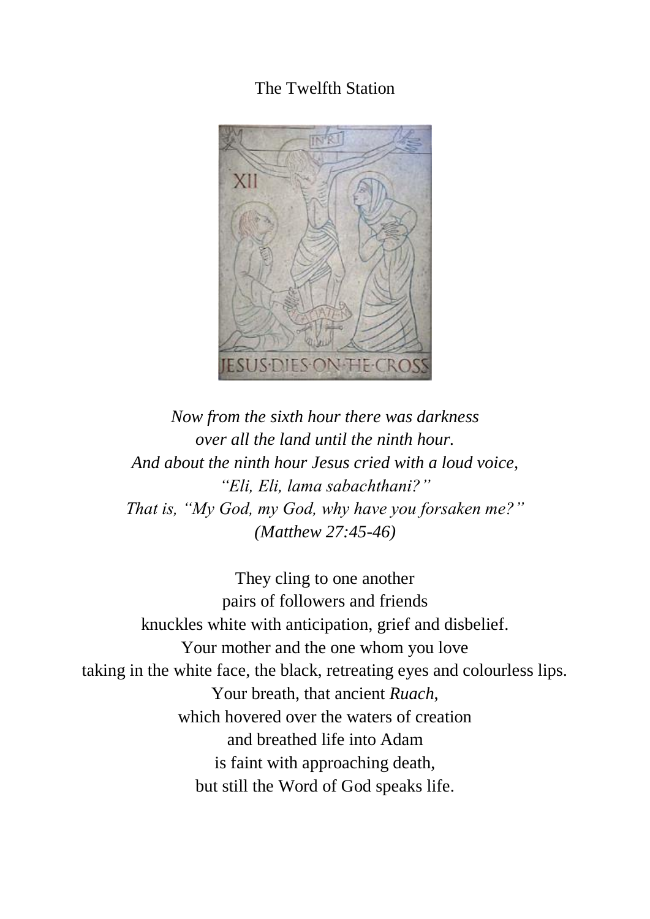# The Twelfth Station

*Now from the sixth hour there was darkness*
*over all the land until the ninth hour.*
*And about the ninth hour Jesus cried with a loud voice,*
*"Eli, Eli, lama sabachthani?"*
*That is, "My God, my God, why have you forsaken me?"*
*(Matthew 27:45-46)*

They cling to one another
pairs of followers and friends
knuckles white with anticipation, grief and disbelief.
Your mother and the one whom you love
taking in the white face, the black, retreating eyes and colourless lips.
Your breath, that ancient *Ruach*,
which hovered over the waters of creation
and breathed life into Adam
is faint with approaching death,
but still the Word of God speaks life.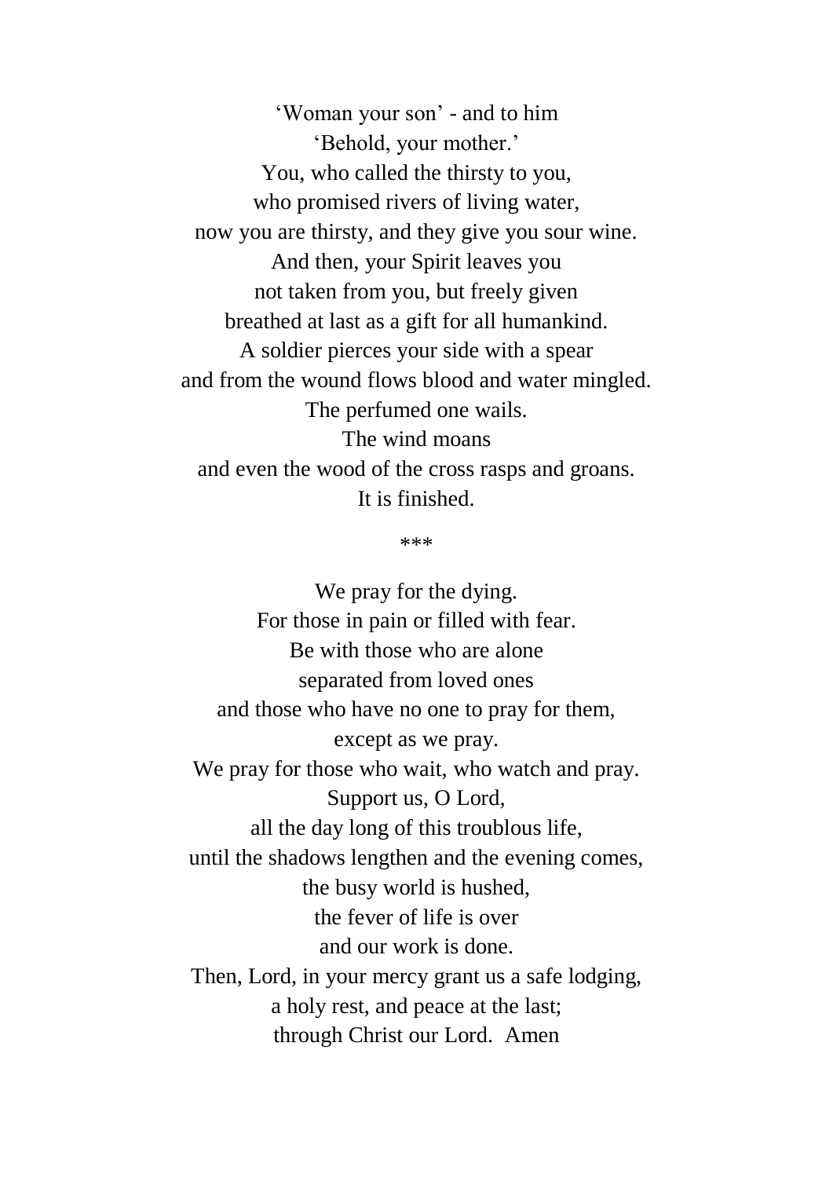'Woman your son' - and to him
'Behold, your mother.'
You, who called the thirsty to you,
who promised rivers of living water,
now you are thirsty, and they give you sour wine.
And then, your Spirit leaves you
not taken from you, but freely given
breathed at last as a gift for all humankind.
A soldier pierces your side with a spear
and from the wound flows blood and water mingled.
The perfumed one wails.
The wind moans
and even the wood of the cross rasps and groans.
It is finished.

***

We pray for the dying.
For those in pain or filled with fear.
Be with those who are alone
separated from loved ones
and those who have no one to pray for them,
except as we pray.
We pray for those who wait, who watch and pray.
Support us, O Lord,
all the day long of this troublous life,
until the shadows lengthen and the evening comes,
the busy world is hushed,
the fever of life is over
and our work is done.
Then, Lord, in your mercy grant us a safe lodging,
a holy rest, and peace at the last;
through Christ our Lord. Amen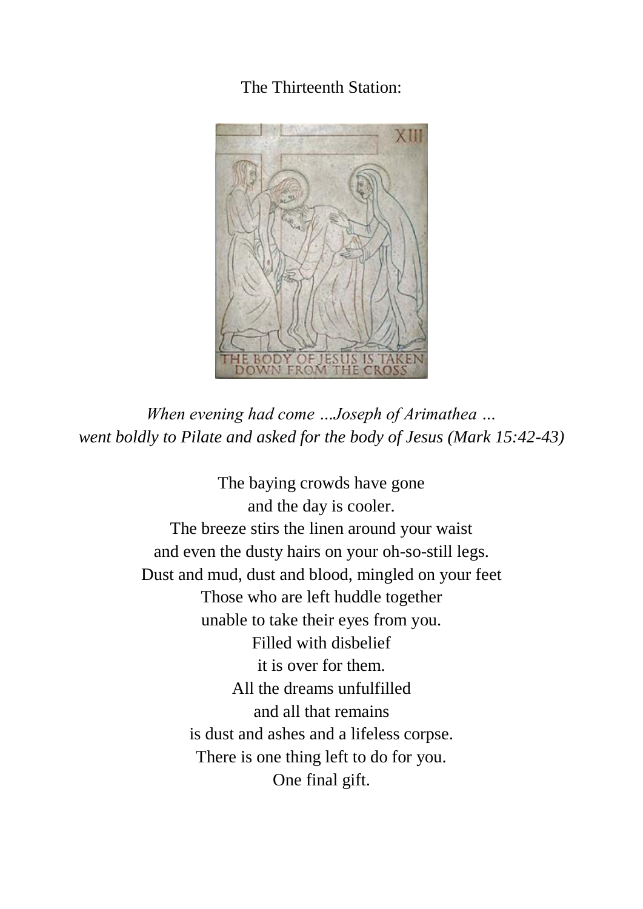The Thirteenth Station:

*When evening had come …Joseph of Arimathea …*
*went boldly to Pilate and asked for the body of Jesus (Mark 15:42-43)*

The baying crowds have gone
and the day is cooler.
The breeze stirs the linen around your waist
and even the dusty hairs on your oh-so-still legs.
Dust and mud, dust and blood, mingled on your feet
Those who are left huddle together
unable to take their eyes from you.
Filled with disbelief
it is over for them.
All the dreams unfulfilled
and all that remains
is dust and ashes and a lifeless corpse.
There is one thing left to do for you.
One final gift.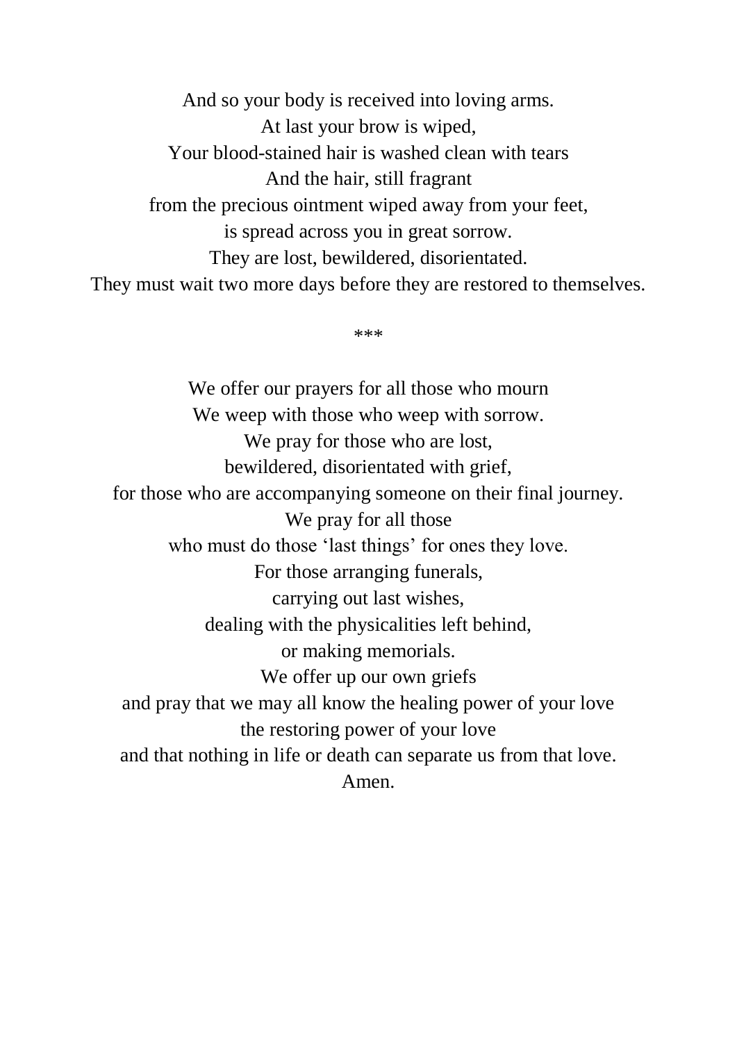And so your body is received into loving arms.  
At last your brow is wiped,  
Your blood-stained hair is washed clean with tears  
And the hair, still fragrant  
from the precious ointment wiped away from your feet,  
is spread across you in great sorrow.  
They are lost, bewildered, disorientated.  
They must wait two more days before they are restored to themselves.

***

We offer our prayers for all those who mourn  
We weep with those who weep with sorrow.  
We pray for those who are lost,  
bewildered, disorientated with grief,  
for those who are accompanying someone on their final journey.  
We pray for all those  
who must do those 'last things' for ones they love.  
For those arranging funerals,  
carrying out last wishes,  
dealing with the physicalities left behind,  
or making memorials.  
We offer up our own griefs  
and pray that we may all know the healing power of your love  
the restoring power of your love  
and that nothing in life or death can separate us from that love.  
Amen.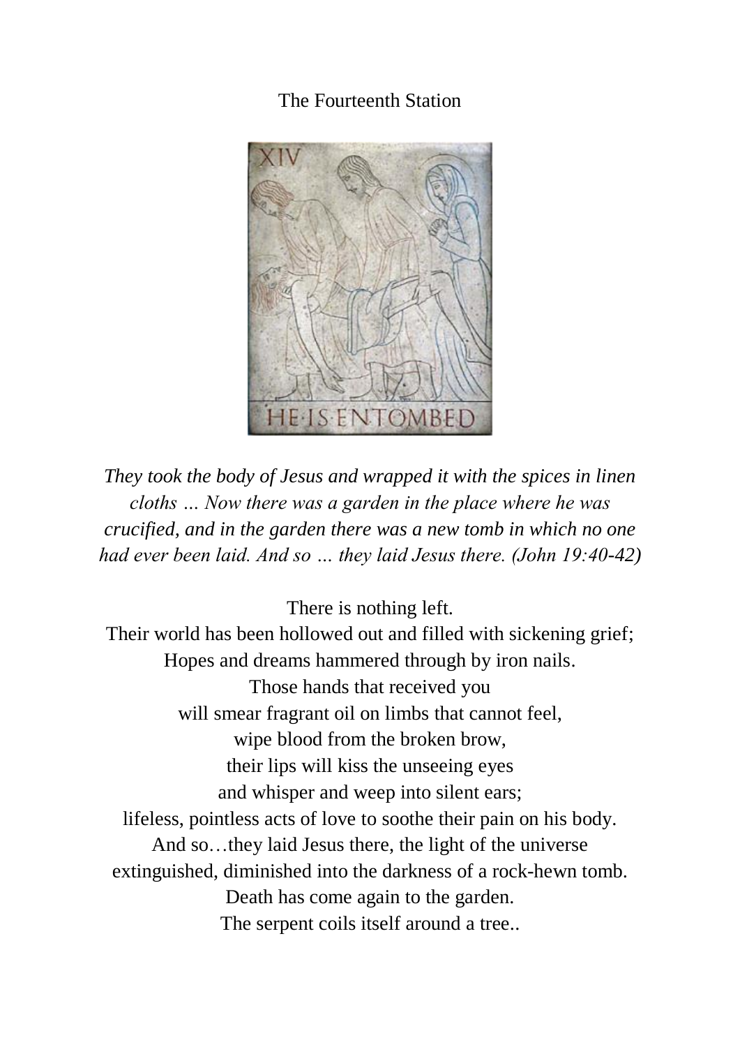# The Fourteenth Station

*They took the body of Jesus and wrapped it with the spices in linen cloths … Now there was a garden in the place where he was crucified, and in the garden there was a new tomb in which no one had ever been laid. And so … they laid Jesus there. (John 19:40-42)*

There is nothing left.
Their world has been hollowed out and filled with sickening grief;
Hopes and dreams hammered through by iron nails.
Those hands that received you
will smear fragrant oil on limbs that cannot feel,
wipe blood from the broken brow,
their lips will kiss the unseeing eyes
and whisper and weep into silent ears;
lifeless, pointless acts of love to soothe their pain on his body.
And so…they laid Jesus there, the light of the universe
extinguished, diminished into the darkness of a rock-hewn tomb.
Death has come again to the garden.
The serpent coils itself around a tree..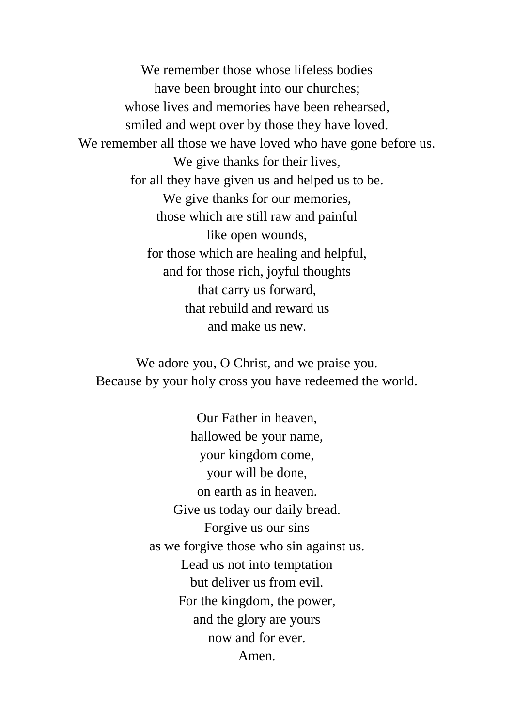We remember those whose lifeless bodies
have been brought into our churches;
whose lives and memories have been rehearsed,
smiled and wept over by those they have loved.
We remember all those we have loved who have gone before us.
We give thanks for their lives,
for all they have given us and helped us to be.
We give thanks for our memories,
those which are still raw and painful
like open wounds,
for those which are healing and helpful,
and for those rich, joyful thoughts
that carry us forward,
that rebuild and reward us
and make us new.

We adore you, O Christ, and we praise you.
Because by your holy cross you have redeemed the world.

Our Father in heaven,
hallowed be your name,
your kingdom come,
your will be done,
on earth as in heaven.
Give us today our daily bread.
Forgive us our sins
as we forgive those who sin against us.
Lead us not into temptation
but deliver us from evil.
For the kingdom, the power,
and the glory are yours
now and for ever.
Amen.